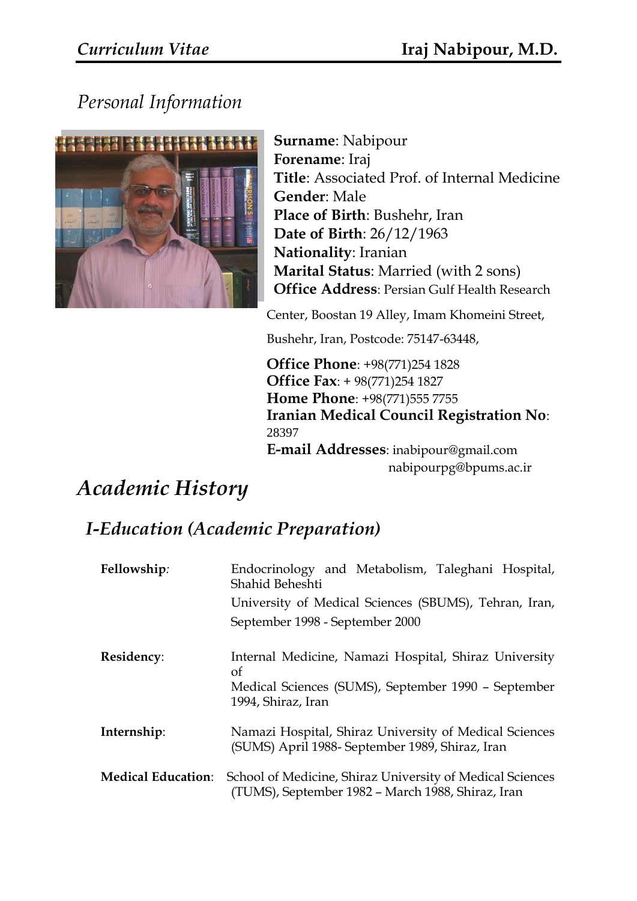*Curriculum Vitae* **Iraj Nabipour, M.D.**

## *Personal Information*

**Surname**: Nabipour
**Forename**: Iraj
**Title**: Associated Prof. of Internal Medicine
**Gender**: Male
**Place of Birth**: Bushehr, Iran
**Date of Birth**: 26/12/1963
**Nationality**: Iranian
**Marital Status**: Married (with 2 sons)
**Office Address**: Persian Gulf Health Research Center, Boostan 19 Alley, Imam Khomeini Street, Bushehr, Iran, Postcode: 75147-63448,

**Office Phone**: +98(771)254 1828
**Office Fax**: + 98(771)254 1827
**Home Phone**: +98(771)555 7755
**Iranian Medical Council Registration No**: 28397
**E-mail Addresses**: inabipour@gmail.com
nabipourpg@bpums.ac.ir

# *Academic History*

## *I-Education (Academic Preparation)*

**Fellowship**: Endocrinology and Metabolism, Taleghani Hospital, Shahid Beheshti University of Medical Sciences (SBUMS), Tehran, Iran, September 1998 - September 2000

**Residency**: Internal Medicine, Namazi Hospital, Shiraz University of Medical Sciences (SUMS), September 1990 – September 1994, Shiraz, Iran

**Internship**: Namazi Hospital, Shiraz University of Medical Sciences (SUMS) April 1988- September 1989, Shiraz, Iran

**Medical Education**: School of Medicine, Shiraz University of Medical Sciences (TUMS), September 1982 – March 1988, Shiraz, Iran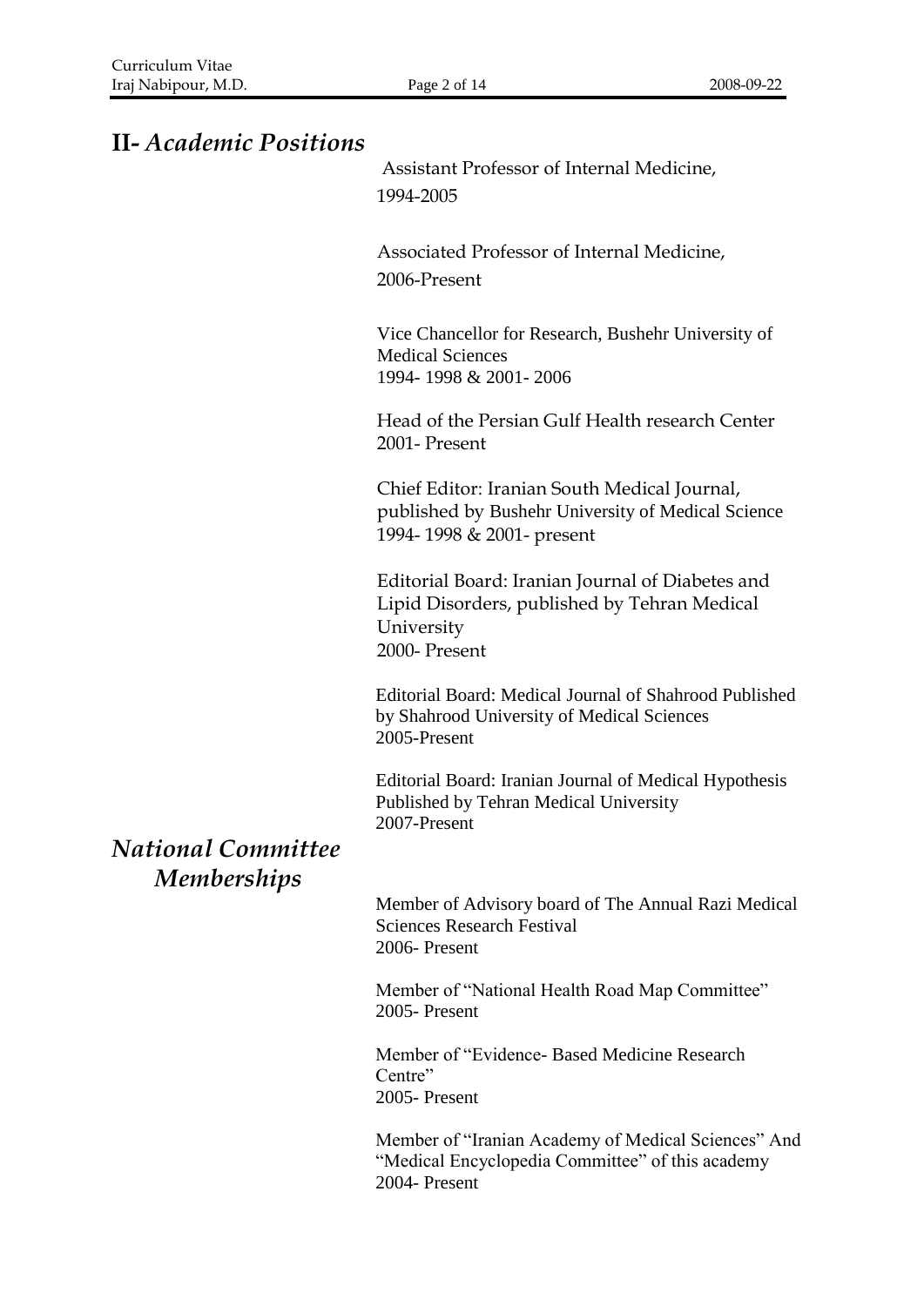## II- *Academic Positions*

Assistant Professor of Internal Medicine,
1994-2005

Associated Professor of Internal Medicine,
2006-Present

Vice Chancellor for Research, Bushehr University of Medical Sciences
1994- 1998 & 2001- 2006

Head of the Persian Gulf Health research Center
2001- Present

Chief Editor: Iranian South Medical Journal, published by Bushehr University of Medical Science
1994- 1998 & 2001- present

Editorial Board: Iranian Journal of Diabetes and Lipid Disorders, published by Tehran Medical University
2000- Present

Editorial Board: Medical Journal of Shahrood Published by Shahrood University of Medical Sciences
2005-Present

Editorial Board: Iranian Journal of Medical Hypothesis Published by Tehran Medical University
2007-Present

## *National Committee Memberships*

Member of Advisory board of The Annual Razi Medical Sciences Research Festival
2006- Present

Member of "National Health Road Map Committee"
2005- Present

Member of "Evidence- Based Medicine Research Centre"
2005- Present

Member of "Iranian Academy of Medical Sciences" And "Medical Encyclopedia Committee" of this academy
2004- Present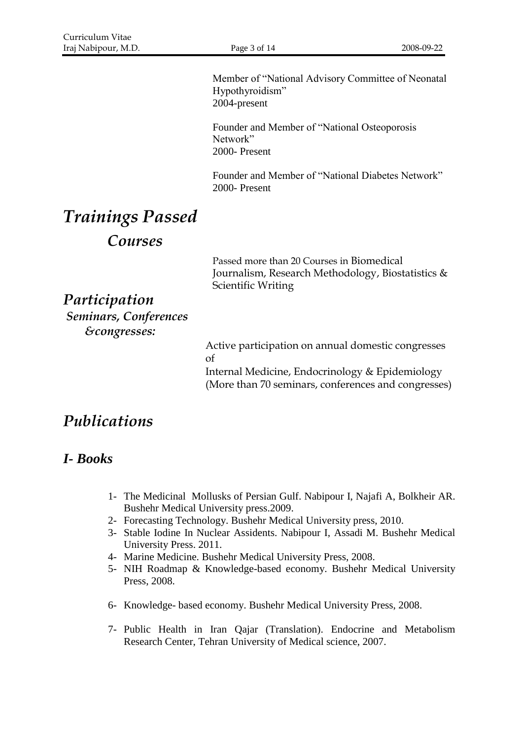Member of "National Advisory Committee of Neonatal Hypothyroidism"
2004-present

Founder and Member of "National Osteoporosis Network"
2000- Present

Founder and Member of "National Diabetes Network"
2000- Present

# *Trainings Passed*

## *Courses*

Passed more than 20 Courses in Biomedical Journalism, Research Methodology, Biostatistics & Scientific Writing

## *Participation*

### *Seminars, Conferences &congresses:*

Active participation on annual domestic congresses of
Internal Medicine, Endocrinology & Epidemiology
(More than 70 seminars, conferences and congresses)

# *Publications*

## *I- Books*

1- The Medicinal Mollusks of Persian Gulf. Nabipour I, Najafi A, Bolkheir AR. Bushehr Medical University press.2009.
2- Forecasting Technology. Bushehr Medical University press, 2010.
3- Stable Iodine In Nuclear Assidents. Nabipour I, Assadi M. Bushehr Medical University Press. 2011.
4- Marine Medicine. Bushehr Medical University Press, 2008.
5- NIH Roadmap & Knowledge-based economy. Bushehr Medical University Press, 2008.
6- Knowledge- based economy. Bushehr Medical University Press, 2008.
7- Public Health in Iran Qajar (Translation). Endocrine and Metabolism Research Center, Tehran University of Medical science, 2007.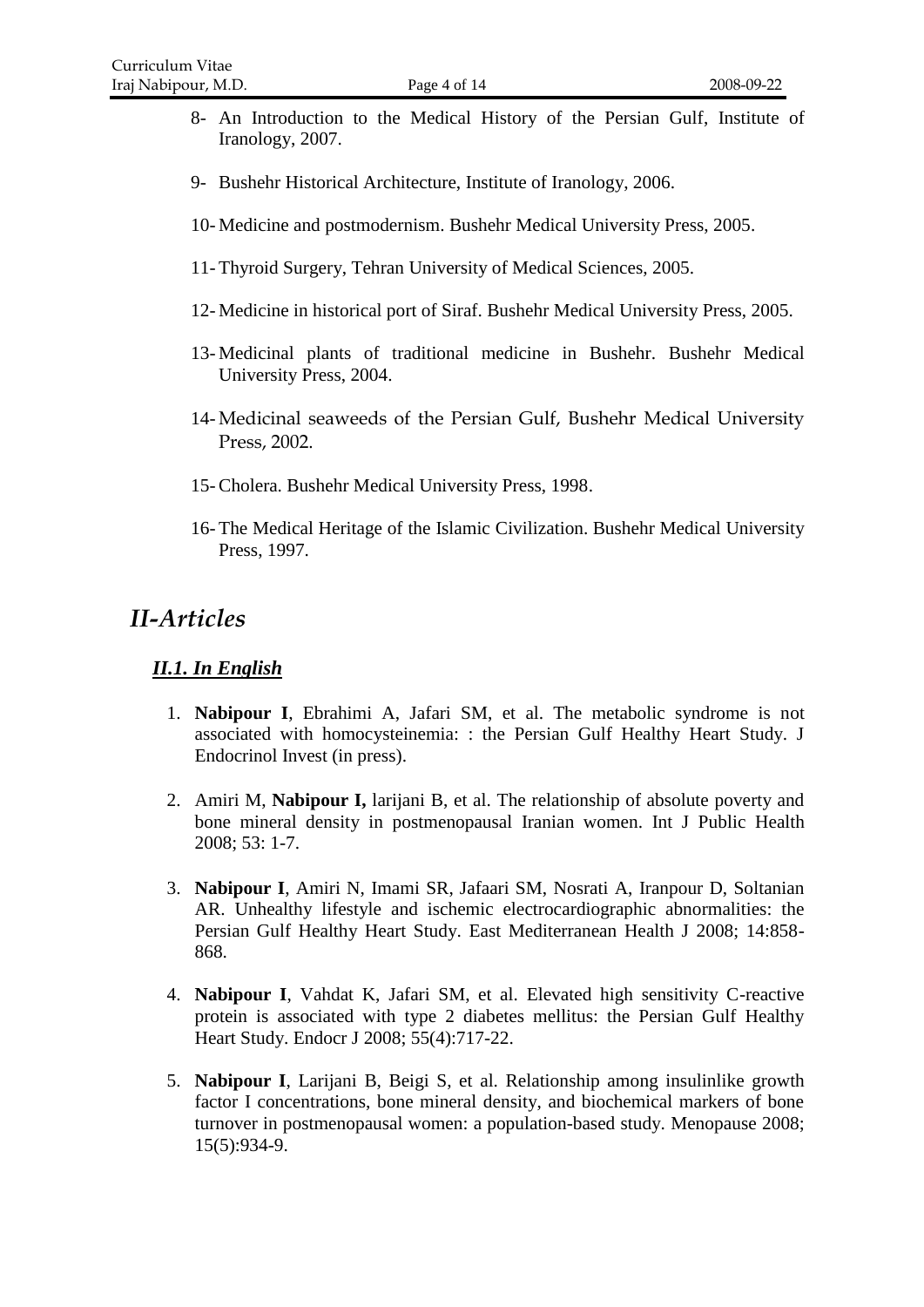8- An Introduction to the Medical History of the Persian Gulf, Institute of Iranology, 2007.

9- Bushehr Historical Architecture, Institute of Iranology, 2006.

10- Medicine and postmodernism. Bushehr Medical University Press, 2005.

11- Thyroid Surgery, Tehran University of Medical Sciences, 2005.

12- Medicine in historical port of Siraf. Bushehr Medical University Press, 2005.

13- Medicinal plants of traditional medicine in Bushehr. Bushehr Medical University Press, 2004.

14- Medicinal seaweeds of the Persian Gulf, Bushehr Medical University Press, 2002.

15- Cholera. Bushehr Medical University Press, 1998.

16- The Medical Heritage of the Islamic Civilization. Bushehr Medical University Press, 1997.

## *II-Articles*

### ***II.1. In English***

1. **Nabipour I**, Ebrahimi A, Jafari SM, et al. The metabolic syndrome is not associated with homocysteinemia: : the Persian Gulf Healthy Heart Study. J Endocrinol Invest (in press).

2. Amiri M, **Nabipour I,** larijani B, et al. The relationship of absolute poverty and bone mineral density in postmenopausal Iranian women. Int J Public Health 2008; 53: 1-7.

3. **Nabipour I**, Amiri N, Imami SR, Jafaari SM, Nosrati A, Iranpour D, Soltanian AR. Unhealthy lifestyle and ischemic electrocardiographic abnormalities: the Persian Gulf Healthy Heart Study. East Mediterranean Health J 2008; 14:858-868.

4. **Nabipour I**, Vahdat K, Jafari SM, et al. Elevated high sensitivity C-reactive protein is associated with type 2 diabetes mellitus: the Persian Gulf Healthy Heart Study. Endocr J 2008; 55(4):717-22.

5. **Nabipour I**, Larijani B, Beigi S, et al. Relationship among insulinlike growth factor I concentrations, bone mineral density, and biochemical markers of bone turnover in postmenopausal women: a population-based study. Menopause 2008; 15(5):934-9.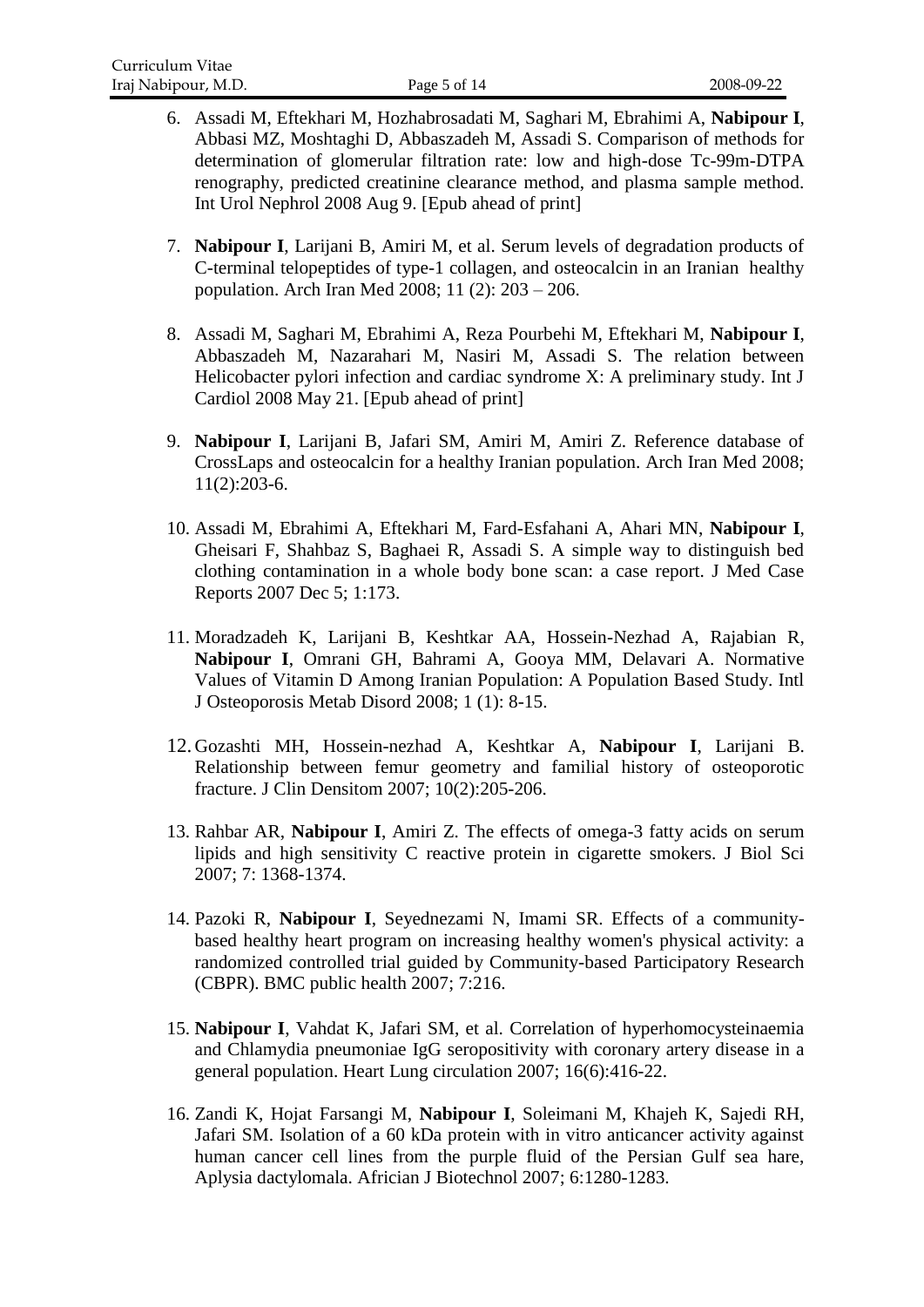6. Assadi M, Eftekhari M, Hozhabrosadati M, Saghari M, Ebrahimi A, **Nabipour I**, Abbasi MZ, Moshtaghi D, Abbaszadeh M, Assadi S. Comparison of methods for determination of glomerular filtration rate: low and high-dose Tc-99m-DTPA renography, predicted creatinine clearance method, and plasma sample method. Int Urol Nephrol 2008 Aug 9. [Epub ahead of print]

7. **Nabipour I**, Larijani B, Amiri M, et al. Serum levels of degradation products of C-terminal telopeptides of type-1 collagen, and osteocalcin in an Iranian healthy population. Arch Iran Med 2008; 11 (2): 203 – 206.

8. Assadi M, Saghari M, Ebrahimi A, Reza Pourbehi M, Eftekhari M, **Nabipour I**, Abbaszadeh M, Nazarahari M, Nasiri M, Assadi S. The relation between Helicobacter pylori infection and cardiac syndrome X: A preliminary study. Int J Cardiol 2008 May 21. [Epub ahead of print]

9. **Nabipour I**, Larijani B, Jafari SM, Amiri M, Amiri Z. Reference database of CrossLaps and osteocalcin for a healthy Iranian population. Arch Iran Med 2008; 11(2):203-6.

10. Assadi M, Ebrahimi A, Eftekhari M, Fard-Esfahani A, Ahari MN, **Nabipour I**, Gheisari F, Shahbaz S, Baghaei R, Assadi S. A simple way to distinguish bed clothing contamination in a whole body bone scan: a case report. J Med Case Reports 2007 Dec 5; 1:173.

11. Moradzadeh K, Larijani B, Keshtkar AA, Hossein-Nezhad A, Rajabian R, **Nabipour I**, Omrani GH, Bahrami A, Gooya MM, Delavari A. Normative Values of Vitamin D Among Iranian Population: A Population Based Study. Intl J Osteoporosis Metab Disord 2008; 1 (1): 8-15.

12. Gozashti MH, Hossein-nezhad A, Keshtkar A, **Nabipour I**, Larijani B. Relationship between femur geometry and familial history of osteoporotic fracture. J Clin Densitom 2007; 10(2):205-206.

13. Rahbar AR, **Nabipour I**, Amiri Z. The effects of omega-3 fatty acids on serum lipids and high sensitivity C reactive protein in cigarette smokers. J Biol Sci 2007; 7: 1368-1374.

14. Pazoki R, **Nabipour I**, Seyednezami N, Imami SR. Effects of a community-based healthy heart program on increasing healthy women's physical activity: a randomized controlled trial guided by Community-based Participatory Research (CBPR). BMC public health 2007; 7:216.

15. **Nabipour I**, Vahdat K, Jafari SM, et al. Correlation of hyperhomocysteinaemia and Chlamydia pneumoniae IgG seropositivity with coronary artery disease in a general population. Heart Lung circulation 2007; 16(6):416-22.

16. Zandi K, Hojat Farsangi M, **Nabipour I**, Soleimani M, Khajeh K, Sajedi RH, Jafari SM. Isolation of a 60 kDa protein with in vitro anticancer activity against human cancer cell lines from the purple fluid of the Persian Gulf sea hare, Aplysia dactylomala. Africian J Biotechnol 2007; 6:1280-1283.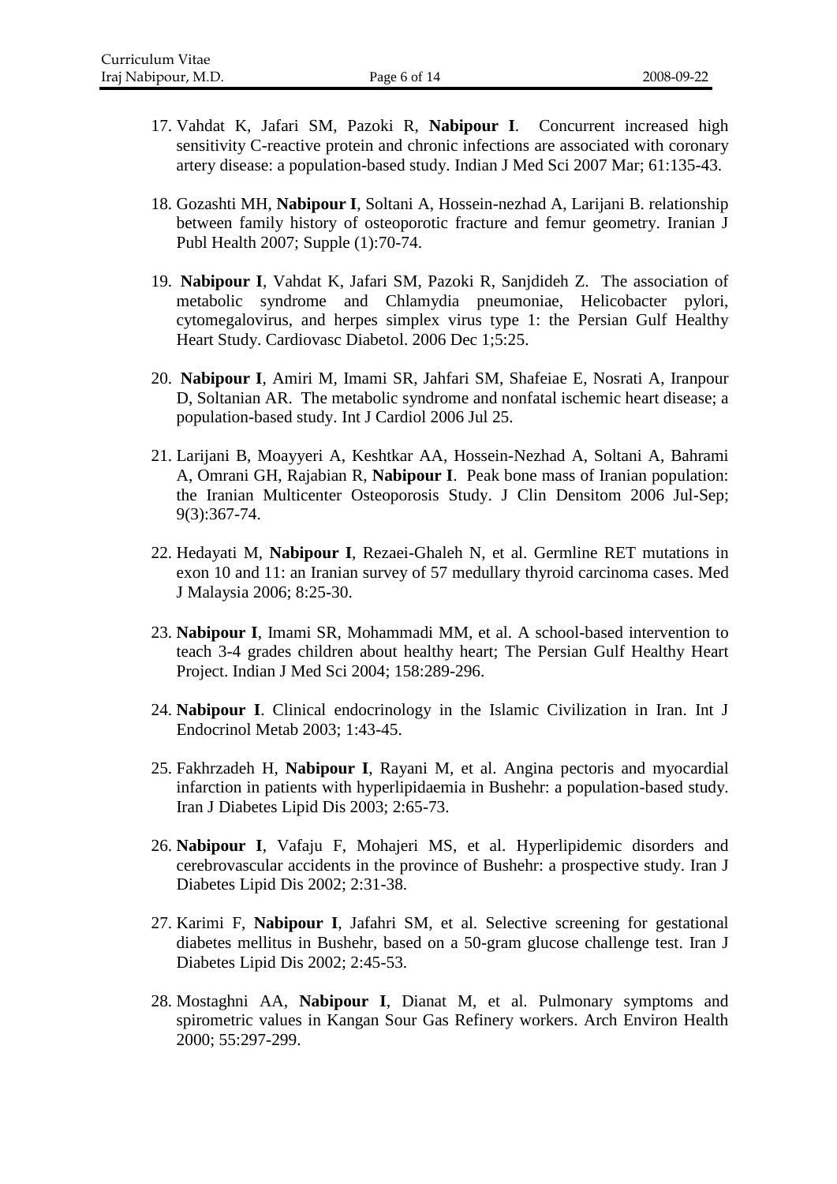17. Vahdat K, Jafari SM, Pazoki R, **Nabipour I**. Concurrent increased high sensitivity C-reactive protein and chronic infections are associated with coronary artery disease: a population-based study. Indian J Med Sci 2007 Mar; 61:135-43.

18. Gozashti MH, **Nabipour I**, Soltani A, Hossein-nezhad A, Larijani B. relationship between family history of osteoporotic fracture and femur geometry. Iranian J Publ Health 2007; Supple (1):70-74.

19. **Nabipour I**, Vahdat K, Jafari SM, Pazoki R, Sanjdideh Z. The association of metabolic syndrome and Chlamydia pneumoniae, Helicobacter pylori, cytomegalovirus, and herpes simplex virus type 1: the Persian Gulf Healthy Heart Study. Cardiovasc Diabetol. 2006 Dec 1;5:25.

20. **Nabipour I**, Amiri M, Imami SR, Jahfari SM, Shafeiae E, Nosrati A, Iranpour D, Soltanian AR. The metabolic syndrome and nonfatal ischemic heart disease; a population-based study. Int J Cardiol 2006 Jul 25.

21. Larijani B, Moayyeri A, Keshtkar AA, Hossein-Nezhad A, Soltani A, Bahrami A, Omrani GH, Rajabian R, **Nabipour I**. Peak bone mass of Iranian population: the Iranian Multicenter Osteoporosis Study. J Clin Densitom 2006 Jul-Sep; 9(3):367-74.

22. Hedayati M, **Nabipour I**, Rezaei-Ghaleh N, et al. Germline RET mutations in exon 10 and 11: an Iranian survey of 57 medullary thyroid carcinoma cases. Med J Malaysia 2006; 8:25-30.

23. **Nabipour I**, Imami SR, Mohammadi MM, et al. A school-based intervention to teach 3-4 grades children about healthy heart; The Persian Gulf Healthy Heart Project. Indian J Med Sci 2004; 158:289-296.

24. **Nabipour I**. Clinical endocrinology in the Islamic Civilization in Iran. Int J Endocrinol Metab 2003; 1:43-45.

25. Fakhrzadeh H, **Nabipour I**, Rayani M, et al. Angina pectoris and myocardial infarction in patients with hyperlipidaemia in Bushehr: a population-based study. Iran J Diabetes Lipid Dis 2003; 2:65-73.

26. **Nabipour I**, Vafaju F, Mohajeri MS, et al. Hyperlipidemic disorders and cerebrovascular accidents in the province of Bushehr: a prospective study. Iran J Diabetes Lipid Dis 2002; 2:31-38.

27. Karimi F, **Nabipour I**, Jafahri SM, et al. Selective screening for gestational diabetes mellitus in Bushehr, based on a 50-gram glucose challenge test. Iran J Diabetes Lipid Dis 2002; 2:45-53.

28. Mostaghni AA, **Nabipour I**, Dianat M, et al. Pulmonary symptoms and spirometric values in Kangan Sour Gas Refinery workers. Arch Environ Health 2000; 55:297-299.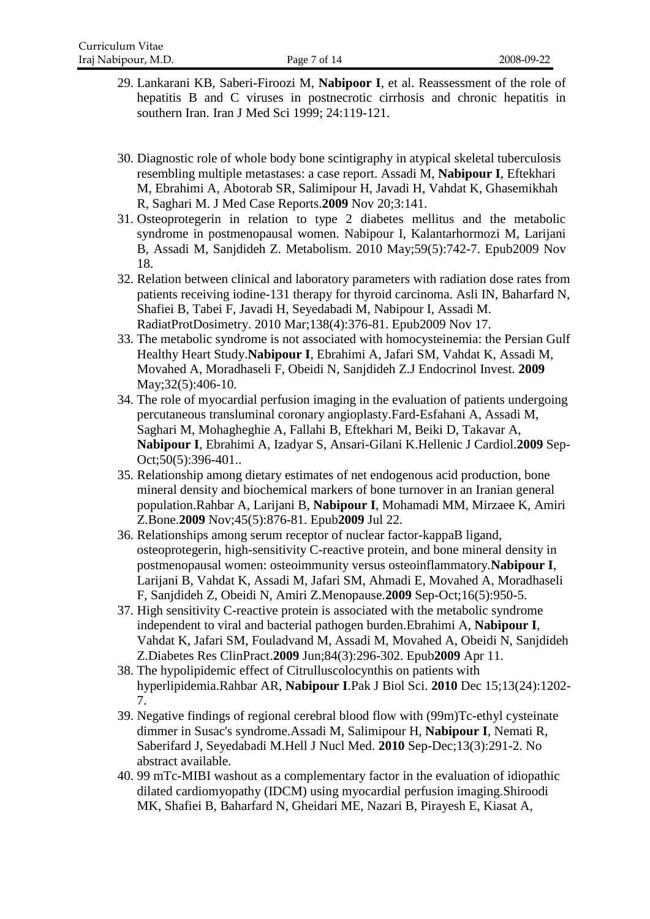29. Lankarani KB, Saberi-Firoozi M, **Nabipoor I**, et al. Reassessment of the role of hepatitis B and C viruses in postnecrotic cirrhosis and chronic hepatitis in southern Iran. Iran J Med Sci 1999; 24:119-121.

30. Diagnostic role of whole body bone scintigraphy in atypical skeletal tuberculosis resembling multiple metastases: a case report. Assadi M, **Nabipour I**, Eftekhari M, Ebrahimi A, Abotorab SR, Salimipour H, Javadi H, Vahdat K, Ghasemikhah R, Saghari M. J Med Case Reports.**2009** Nov 20;3:141.
31. Osteoprotegerin in relation to type 2 diabetes mellitus and the metabolic syndrome in postmenopausal women. Nabipour I, Kalantarhormozi M, Larijani B, Assadi M, Sanjdideh Z. Metabolism. 2010 May;59(5):742-7. Epub2009 Nov 18.
32. Relation between clinical and laboratory parameters with radiation dose rates from patients receiving iodine-131 therapy for thyroid carcinoma. Asli IN, Baharfard N, Shafiei B, Tabei F, Javadi H, Seyedabadi M, Nabipour I, Assadi M. RadiatProtDosimetry. 2010 Mar;138(4):376-81. Epub2009 Nov 17.
33. The metabolic syndrome is not associated with homocysteinemia: the Persian Gulf Healthy Heart Study.**Nabipour I**, Ebrahimi A, Jafari SM, Vahdat K, Assadi M, Movahed A, Moradhaseli F, Obeidi N, Sanjdideh Z.J Endocrinol Invest. **2009** May;32(5):406-10.
34. The role of myocardial perfusion imaging in the evaluation of patients undergoing percutaneous transluminal coronary angioplasty.Fard-Esfahani A, Assadi M, Saghari M, Mohagheghie A, Fallahi B, Eftekhari M, Beiki D, Takavar A, **Nabipour I**, Ebrahimi A, Izadyar S, Ansari-Gilani K.Hellenic J Cardiol.**2009** Sep-Oct;50(5):396-401..
35. Relationship among dietary estimates of net endogenous acid production, bone mineral density and biochemical markers of bone turnover in an Iranian general population.Rahbar A, Larijani B, **Nabipour I**, Mohamadi MM, Mirzaee K, Amiri Z.Bone.**2009** Nov;45(5):876-81. Epub**2009** Jul 22.
36. Relationships among serum receptor of nuclear factor-kappaB ligand, osteoprotegerin, high-sensitivity C-reactive protein, and bone mineral density in postmenopausal women: osteoimmunity versus osteoinflammatory.**Nabipour I**, Larijani B, Vahdat K, Assadi M, Jafari SM, Ahmadi E, Movahed A, Moradhaseli F, Sanjdideh Z, Obeidi N, Amiri Z.Menopause.**2009** Sep-Oct;16(5):950-5.
37. High sensitivity C-reactive protein is associated with the metabolic syndrome independent to viral and bacterial pathogen burden.Ebrahimi A, **Nabipour I**, Vahdat K, Jafari SM, Fouladvand M, Assadi M, Movahed A, Obeidi N, Sanjdideh Z.Diabetes Res ClinPract.**2009** Jun;84(3):296-302. Epub**2009** Apr 11.
38. The hypolipidemic effect of Citrulluscolocynthis on patients with hyperlipidemia.Rahbar AR, **Nabipour I**.Pak J Biol Sci. **2010** Dec 15;13(24):1202-7.
39. Negative findings of regional cerebral blood flow with (99m)Tc-ethyl cysteinate dimmer in Susac's syndrome.Assadi M, Salimipour H, **Nabipour I**, Nemati R, Saberifard J, Seyedabadi M.Hell J Nucl Med. **2010** Sep-Dec;13(3):291-2. No abstract available.
40. 99 mTc-MIBI washout as a complementary factor in the evaluation of idiopathic dilated cardiomyopathy (IDCM) using myocardial perfusion imaging.Shiroodi MK, Shafiei B, Baharfard N, Gheidari ME, Nazari B, Pirayesh E, Kiasat A,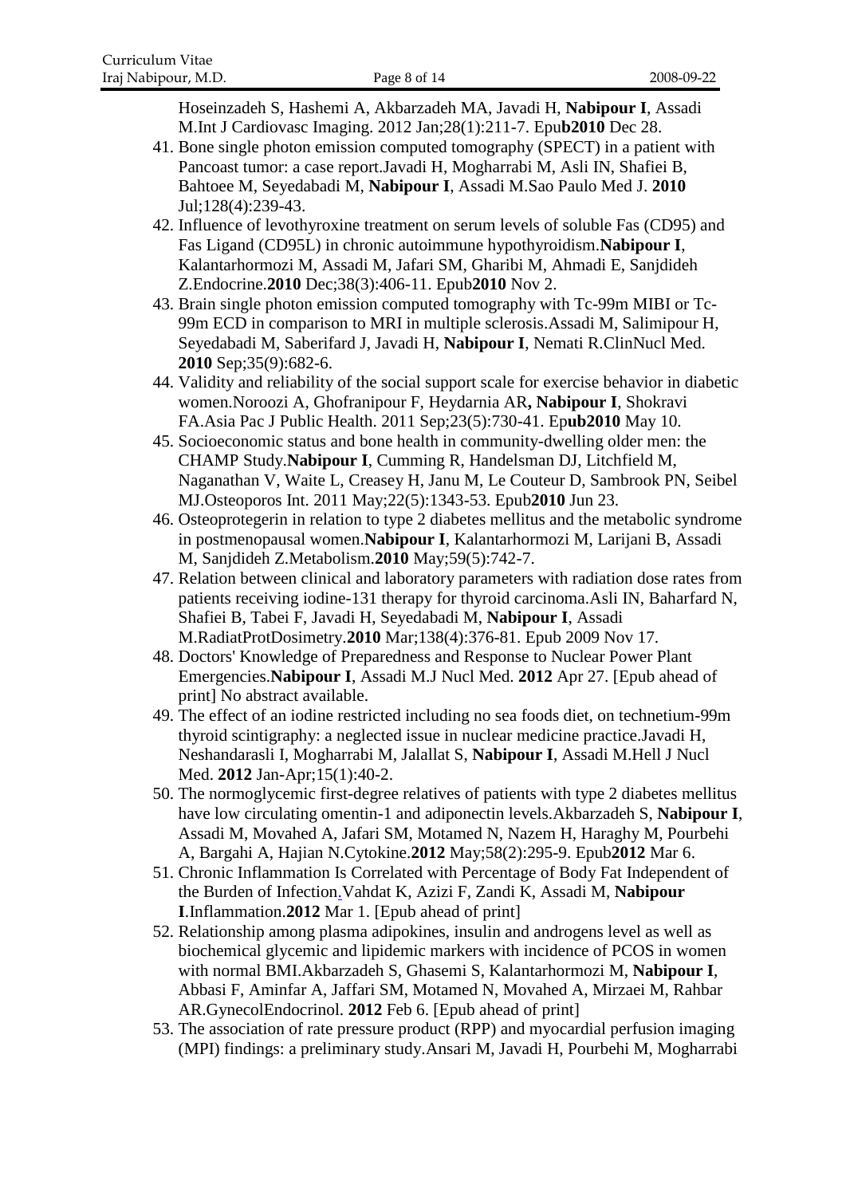Hoseinzadeh S, Hashemi A, Akbarzadeh MA, Javadi H, **Nabipour I**, Assadi M.Int J Cardiovasc Imaging. 2012 Jan;28(1):211-7. Epu**b2010** Dec 28.

41. Bone single photon emission computed tomography (SPECT) in a patient with Pancoast tumor: a case report.Javadi H, Mogharrabi M, Asli IN, Shafiei B, Bahtoee M, Seyedabadi M, **Nabipour I**, Assadi M.Sao Paulo Med J. **2010** Jul;128(4):239-43.
42. Influence of levothyroxine treatment on serum levels of soluble Fas (CD95) and Fas Ligand (CD95L) in chronic autoimmune hypothyroidism.**Nabipour I**, Kalantarhormozi M, Assadi M, Jafari SM, Gharibi M, Ahmadi E, Sanjdideh Z.Endocrine.**2010** Dec;38(3):406-11. Epub**2010** Nov 2.
43. Brain single photon emission computed tomography with Tc-99m MIBI or Tc-99m ECD in comparison to MRI in multiple sclerosis.Assadi M, Salimipour H, Seyedabadi M, Saberifard J, Javadi H, **Nabipour I**, Nemati R.ClinNucl Med. **2010** Sep;35(9):682-6.
44. Validity and reliability of the social support scale for exercise behavior in diabetic women.Noroozi A, Ghofranipour F, Heydarnia AR**, Nabipour I**, Shokravi FA.Asia Pac J Public Health. 2011 Sep;23(5):730-41. Ep**ub2010** May 10.
45. Socioeconomic status and bone health in community-dwelling older men: the CHAMP Study.**Nabipour I**, Cumming R, Handelsman DJ, Litchfield M, Naganathan V, Waite L, Creasey H, Janu M, Le Couteur D, Sambrook PN, Seibel MJ.Osteoporos Int. 2011 May;22(5):1343-53. Epub**2010** Jun 23.
46. Osteoprotegerin in relation to type 2 diabetes mellitus and the metabolic syndrome in postmenopausal women.**Nabipour I**, Kalantarhormozi M, Larijani B, Assadi M, Sanjdideh Z.Metabolism.**2010** May;59(5):742-7.
47. Relation between clinical and laboratory parameters with radiation dose rates from patients receiving iodine-131 therapy for thyroid carcinoma.Asli IN, Baharfard N, Shafiei B, Tabei F, Javadi H, Seyedabadi M, **Nabipour I**, Assadi M.RadiatProtDosimetry.**2010** Mar;138(4):376-81. Epub 2009 Nov 17.
48. Doctors' Knowledge of Preparedness and Response to Nuclear Power Plant Emergencies.**Nabipour I**, Assadi M.J Nucl Med. **2012** Apr 27. [Epub ahead of print] No abstract available.
49. The effect of an iodine restricted including no sea foods diet, on technetium-99m thyroid scintigraphy: a neglected issue in nuclear medicine practice.Javadi H, Neshandarasli I, Mogharrabi M, Jalallat S, **Nabipour I**, Assadi M.Hell J Nucl Med. **2012** Jan-Apr;15(1):40-2.
50. The normoglycemic first-degree relatives of patients with type 2 diabetes mellitus have low circulating omentin-1 and adiponectin levels.Akbarzadeh S, **Nabipour I**, Assadi M, Movahed A, Jafari SM, Motamed N, Nazem H, Haraghy M, Pourbehi A, Bargahi A, Hajian N.Cytokine.**2012** May;58(2):295-9. Epub**2012** Mar 6.
51. Chronic Inflammation Is Correlated with Percentage of Body Fat Independent of the Burden of Infection.Vahdat K, Azizi F, Zandi K, Assadi M, **Nabipour I**.Inflammation.**2012** Mar 1. [Epub ahead of print]
52. Relationship among plasma adipokines, insulin and androgens level as well as biochemical glycemic and lipidemic markers with incidence of PCOS in women with normal BMI.Akbarzadeh S, Ghasemi S, Kalantarhormozi M, **Nabipour I**, Abbasi F, Aminfar A, Jaffari SM, Motamed N, Movahed A, Mirzaei M, Rahbar AR.GynecolEndocrinol. **2012** Feb 6. [Epub ahead of print]
53. The association of rate pressure product (RPP) and myocardial perfusion imaging (MPI) findings: a preliminary study.Ansari M, Javadi H, Pourbehi M, Mogharrabi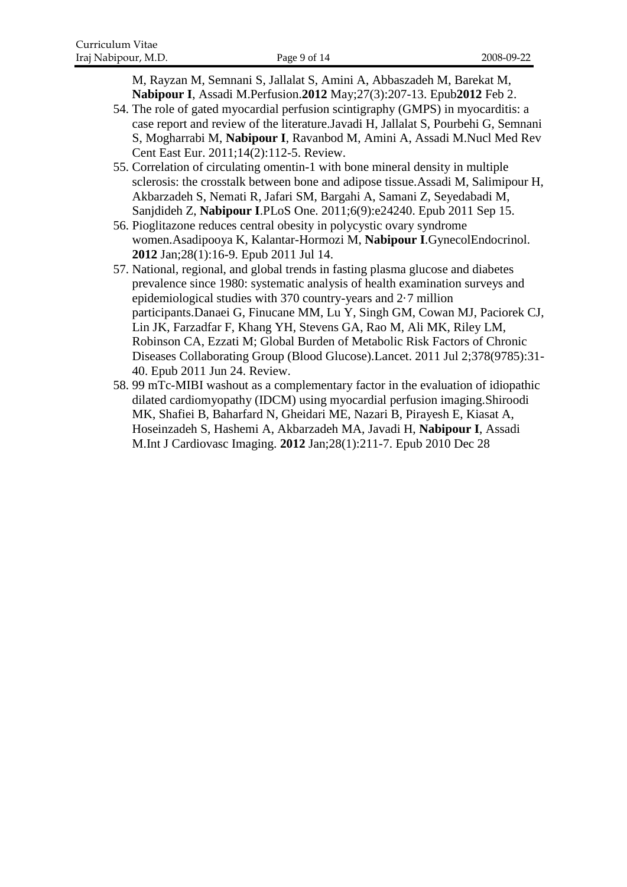M, Rayzan M, Semnani S, Jallalat S, Amini A, Abbaszadeh M, Barekat M, **Nabipour I**, Assadi M.Perfusion.**2012** May;27(3):207-13. Epub**2012** Feb 2.

54. The role of gated myocardial perfusion scintigraphy (GMPS) in myocarditis: a case report and review of the literature.Javadi H, Jallalat S, Pourbehi G, Semnani S, Mogharrabi M, **Nabipour I**, Ravanbod M, Amini A, Assadi M.Nucl Med Rev Cent East Eur. 2011;14(2):112-5. Review.
55. Correlation of circulating omentin-1 with bone mineral density in multiple sclerosis: the crosstalk between bone and adipose tissue.Assadi M, Salimipour H, Akbarzadeh S, Nemati R, Jafari SM, Bargahi A, Samani Z, Seyedabadi M, Sanjdideh Z, **Nabipour I**.PLoS One. 2011;6(9):e24240. Epub 2011 Sep 15.
56. Pioglitazone reduces central obesity in polycystic ovary syndrome women.Asadipooya K, Kalantar-Hormozi M, **Nabipour I**.GynecolEndocrinol. **2012** Jan;28(1):16-9. Epub 2011 Jul 14.
57. National, regional, and global trends in fasting plasma glucose and diabetes prevalence since 1980: systematic analysis of health examination surveys and epidemiological studies with 370 country-years and 2·7 million participants.Danaei G, Finucane MM, Lu Y, Singh GM, Cowan MJ, Paciorek CJ, Lin JK, Farzadfar F, Khang YH, Stevens GA, Rao M, Ali MK, Riley LM, Robinson CA, Ezzati M; Global Burden of Metabolic Risk Factors of Chronic Diseases Collaborating Group (Blood Glucose).Lancet. 2011 Jul 2;378(9785):31-40. Epub 2011 Jun 24. Review.
58. 99 mTc-MIBI washout as a complementary factor in the evaluation of idiopathic dilated cardiomyopathy (IDCM) using myocardial perfusion imaging.Shiroodi MK, Shafiei B, Baharfard N, Gheidari ME, Nazari B, Pirayesh E, Kiasat A, Hoseinzadeh S, Hashemi A, Akbarzadeh MA, Javadi H, **Nabipour I**, Assadi M.Int J Cardiovasc Imaging. **2012** Jan;28(1):211-7. Epub 2010 Dec 28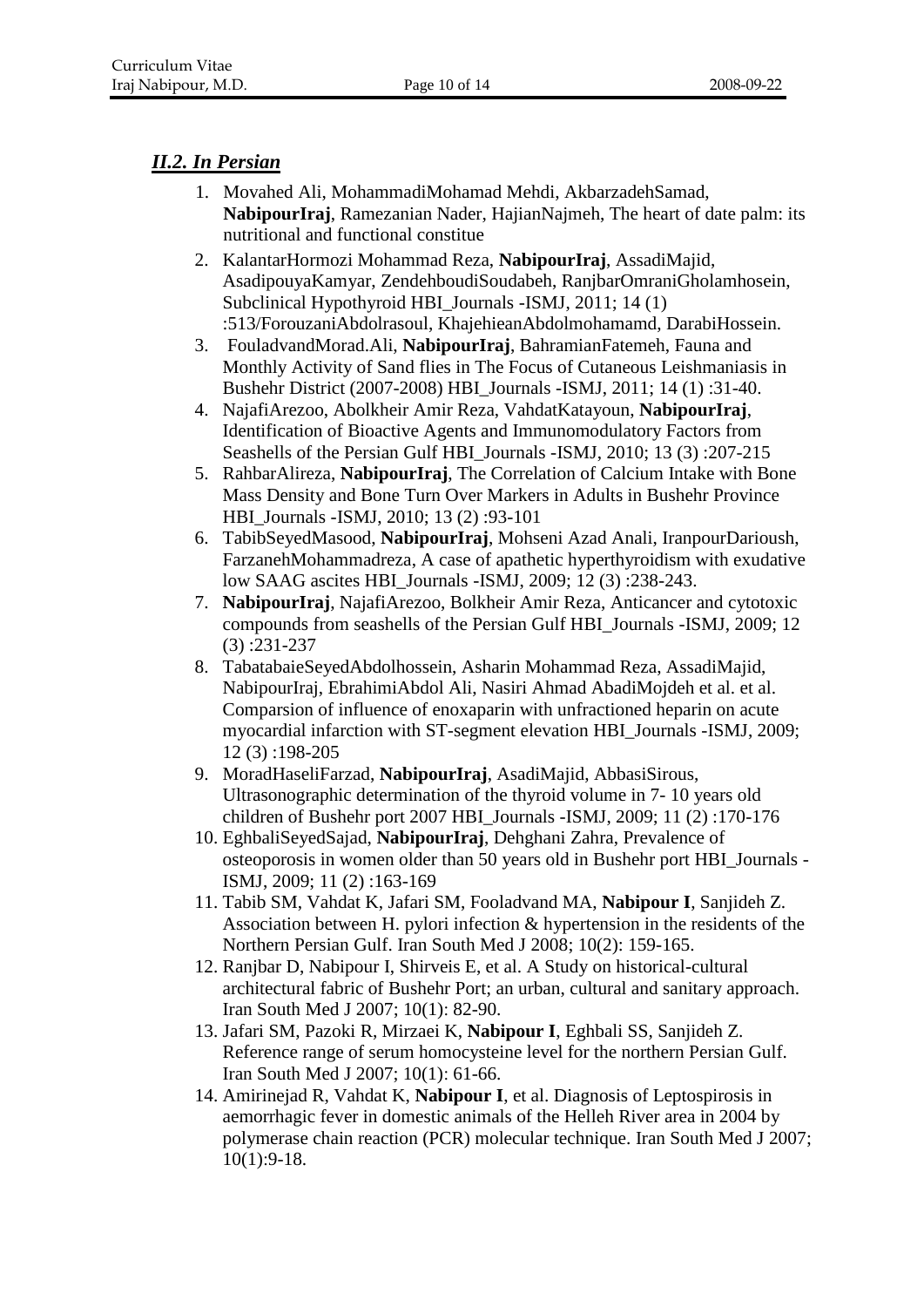## ***II.2. In Persian***

1. Movahed Ali, MohammadiMohamad Mehdi, AkbarzadehSamad, **NabipourIraj**, Ramezanian Nader, HajianNajmeh, The heart of date palm: its nutritional and functional constitue
2. KalantarHormozi Mohammad Reza, **NabipourIraj**, AssadiMajid, AsadipouyaKamyar, ZendehboudiSoudabeh, RanjbarOmraniGholamhosein, Subclinical Hypothyroid HBI_Journals -ISMJ, 2011; 14 (1) :513/ForouzaniAbdolrasoul, KhajehieanAbdolmohamamd, DarabiHossein.
3. FouladvandMorad.Ali, **NabipourIraj**, BahramianFatemeh, Fauna and Monthly Activity of Sand flies in The Focus of Cutaneous Leishmaniasis in Bushehr District (2007-2008) HBI_Journals -ISMJ, 2011; 14 (1) :31-40.
4. NajafiArezoo, Abolkheir Amir Reza, VahdatKatayoun, **NabipourIraj**, Identification of Bioactive Agents and Immunomodulatory Factors from Seashells of the Persian Gulf HBI_Journals -ISMJ, 2010; 13 (3) :207-215
5. RahbarAlireza, **NabipourIraj**, The Correlation of Calcium Intake with Bone Mass Density and Bone Turn Over Markers in Adults in Bushehr Province HBI_Journals -ISMJ, 2010; 13 (2) :93-101
6. TabibSeyedMasood, **NabipourIraj**, Mohseni Azad Anali, IranpourDarioush, FarzanehMohammadreza, A case of apathetic hyperthyroidism with exudative low SAAG ascites HBI_Journals -ISMJ, 2009; 12 (3) :238-243.
7. **NabipourIraj**, NajafiArezoo, Bolkheir Amir Reza, Anticancer and cytotoxic compounds from seashells of the Persian Gulf HBI_Journals -ISMJ, 2009; 12 (3) :231-237
8. TabatabaieSeyedAbdolhossein, Asharin Mohammad Reza, AssadiMajid, NabipourIraj, EbrahimiAbdol Ali, Nasiri Ahmad AbadiMojdeh et al. et al. Comparsion of influence of enoxaparin with unfractioned heparin on acute myocardial infarction with ST-segment elevation HBI_Journals -ISMJ, 2009; 12 (3) :198-205
9. MoradHaseliFarzad, **NabipourIraj**, AsadiMajid, AbbasiSirous, Ultrasonographic determination of the thyroid volume in 7- 10 years old children of Bushehr port 2007 HBI_Journals -ISMJ, 2009; 11 (2) :170-176
10. EghbaliSeyedSajad, **NabipourIraj**, Dehghani Zahra, Prevalence of osteoporosis in women older than 50 years old in Bushehr port HBI_Journals -ISMJ, 2009; 11 (2) :163-169
11. Tabib SM, Vahdat K, Jafari SM, Fooladvand MA, **Nabipour I**, Sanjideh Z. Association between H. pylori infection & hypertension in the residents of the Northern Persian Gulf. Iran South Med J 2008; 10(2): 159-165.
12. Ranjbar D, Nabipour I, Shirveis E, et al. A Study on historical-cultural architectural fabric of Bushehr Port; an urban, cultural and sanitary approach. Iran South Med J 2007; 10(1): 82-90.
13. Jafari SM, Pazoki R, Mirzaei K, **Nabipour I**, Eghbali SS, Sanjideh Z. Reference range of serum homocysteine level for the northern Persian Gulf. Iran South Med J 2007; 10(1): 61-66.
14. Amirinejad R, Vahdat K, **Nabipour I**, et al. Diagnosis of Leptospirosis in aemorrhagic fever in domestic animals of the Helleh River area in 2004 by polymerase chain reaction (PCR) molecular technique. Iran South Med J 2007; 10(1):9-18.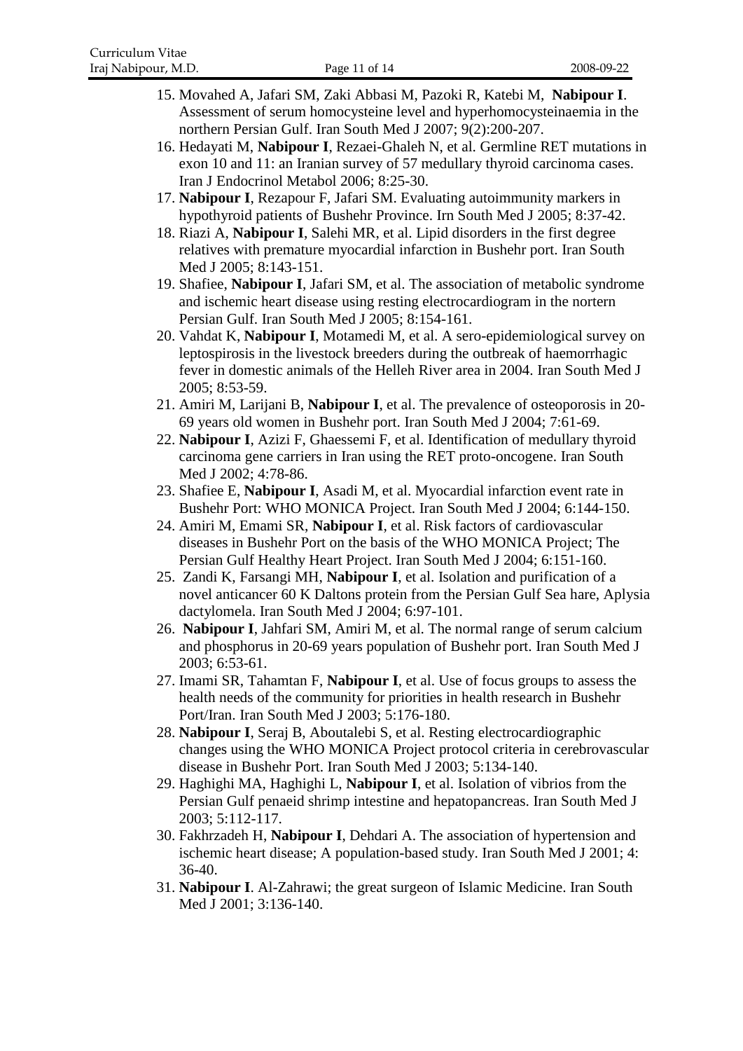15. Movahed A, Jafari SM, Zaki Abbasi M, Pazoki R, Katebi M, **Nabipour I**. Assessment of serum homocysteine level and hyperhomocysteinaemia in the northern Persian Gulf. Iran South Med J 2007; 9(2):200-207.
16. Hedayati M, **Nabipour I**, Rezaei-Ghaleh N, et al. Germline RET mutations in exon 10 and 11: an Iranian survey of 57 medullary thyroid carcinoma cases. Iran J Endocrinol Metabol 2006; 8:25-30.
17. **Nabipour I**, Rezapour F, Jafari SM. Evaluating autoimmunity markers in hypothyroid patients of Bushehr Province. Irn South Med J 2005; 8:37-42.
18. Riazi A, **Nabipour I**, Salehi MR, et al. Lipid disorders in the first degree relatives with premature myocardial infarction in Bushehr port. Iran South Med J 2005; 8:143-151.
19. Shafiee, **Nabipour I**, Jafari SM, et al. The association of metabolic syndrome and ischemic heart disease using resting electrocardiogram in the nortern Persian Gulf. Iran South Med J 2005; 8:154-161.
20. Vahdat K, **Nabipour I**, Motamedi M, et al. A sero-epidemiological survey on leptospirosis in the livestock breeders during the outbreak of haemorrhagic fever in domestic animals of the Helleh River area in 2004. Iran South Med J 2005; 8:53-59.
21. Amiri M, Larijani B, **Nabipour I**, et al. The prevalence of osteoporosis in 20-69 years old women in Bushehr port. Iran South Med J 2004; 7:61-69.
22. **Nabipour I**, Azizi F, Ghaessemi F, et al. Identification of medullary thyroid carcinoma gene carriers in Iran using the RET proto-oncogene. Iran South Med J 2002; 4:78-86.
23. Shafiee E, **Nabipour I**, Asadi M, et al. Myocardial infarction event rate in Bushehr Port: WHO MONICA Project. Iran South Med J 2004; 6:144-150.
24. Amiri M, Emami SR, **Nabipour I**, et al. Risk factors of cardiovascular diseases in Bushehr Port on the basis of the WHO MONICA Project; The Persian Gulf Healthy Heart Project. Iran South Med J 2004; 6:151-160.
25. Zandi K, Farsangi MH, **Nabipour I**, et al. Isolation and purification of a novel anticancer 60 K Daltons protein from the Persian Gulf Sea hare, Aplysia dactylomela. Iran South Med J 2004; 6:97-101.
26. **Nabipour I**, Jahfari SM, Amiri M, et al. The normal range of serum calcium and phosphorus in 20-69 years population of Bushehr port. Iran South Med J 2003; 6:53-61.
27. Imami SR, Tahamtan F, **Nabipour I**, et al. Use of focus groups to assess the health needs of the community for priorities in health research in Bushehr Port/Iran. Iran South Med J 2003; 5:176-180.
28. **Nabipour I**, Seraj B, Aboutalebi S, et al. Resting electrocardiographic changes using the WHO MONICA Project protocol criteria in cerebrovascular disease in Bushehr Port. Iran South Med J 2003; 5:134-140.
29. Haghighi MA, Haghighi L, **Nabipour I**, et al. Isolation of vibrios from the Persian Gulf penaeid shrimp intestine and hepatopancreas. Iran South Med J 2003; 5:112-117.
30. Fakhrzadeh H, **Nabipour I**, Dehdari A. The association of hypertension and ischemic heart disease; A population-based study. Iran South Med J 2001; 4: 36-40.
31. **Nabipour I**. Al-Zahrawi; the great surgeon of Islamic Medicine. Iran South Med J 2001; 3:136-140.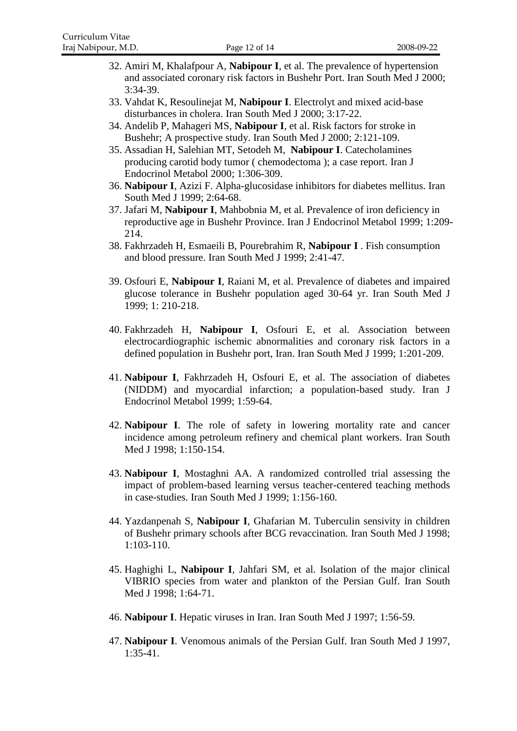32. Amiri M, Khalafpour A, **Nabipour I**, et al. The prevalence of hypertension and associated coronary risk factors in Bushehr Port. Iran South Med J 2000; 3:34-39.
33. Vahdat K, Resoulinejat M, **Nabipour I**. Electrolyt and mixed acid-base disturbances in cholera. Iran South Med J 2000; 3:17-22.
34. Andelib P, Mahageri MS, **Nabipour I**, et al. Risk factors for stroke in Bushehr; A prospective study. Iran South Med J 2000; 2:121-109.
35. Assadian H, Salehian MT, Setodeh M, **Nabipour I**. Catecholamines producing carotid body tumor ( chemodectoma ); a case report. Iran J Endocrinol Metabol 2000; 1:306-309.
36. **Nabipour I**, Azizi F. Alpha-glucosidase inhibitors for diabetes mellitus. Iran South Med J 1999; 2:64-68.
37. Jafari M, **Nabipour I**, Mahbobnia M, et al. Prevalence of iron deficiency in reproductive age in Bushehr Province. Iran J Endocrinol Metabol 1999; 1:209-214.
38. Fakhrzadeh H, Esmaeili B, Pourebrahim R, **Nabipour I** . Fish consumption and blood pressure. Iran South Med J 1999; 2:41-47.
39. Osfouri E, **Nabipour I**, Raiani M, et al. Prevalence of diabetes and impaired glucose tolerance in Bushehr population aged 30-64 yr. Iran South Med J 1999; 1: 210-218.
40. Fakhrzadeh H, **Nabipour I**, Osfouri E, et al. Association between electrocardiographic ischemic abnormalities and coronary risk factors in a defined population in Bushehr port, Iran. Iran South Med J 1999; 1:201-209.
41. **Nabipour I**, Fakhrzadeh H, Osfouri E, et al. The association of diabetes (NIDDM) and myocardial infarction; a population-based study. Iran J Endocrinol Metabol 1999; 1:59-64.
42. **Nabipour I**. The role of safety in lowering mortality rate and cancer incidence among petroleum refinery and chemical plant workers. Iran South Med J 1998; 1:150-154.
43. **Nabipour I**, Mostaghni AA. A randomized controlled trial assessing the impact of problem-based learning versus teacher-centered teaching methods in case-studies. Iran South Med J 1999; 1:156-160.
44. Yazdanpenah S, **Nabipour I**, Ghafarian M. Tuberculin sensivity in children of Bushehr primary schools after BCG revaccination. Iran South Med J 1998; 1:103-110.
45. Haghighi L, **Nabipour I**, Jahfari SM, et al. Isolation of the major clinical VIBRIO species from water and plankton of the Persian Gulf. Iran South Med J 1998; 1:64-71.
46. **Nabipour I**. Hepatic viruses in Iran. Iran South Med J 1997; 1:56-59.
47. **Nabipour I**. Venomous animals of the Persian Gulf. Iran South Med J 1997, 1:35-41.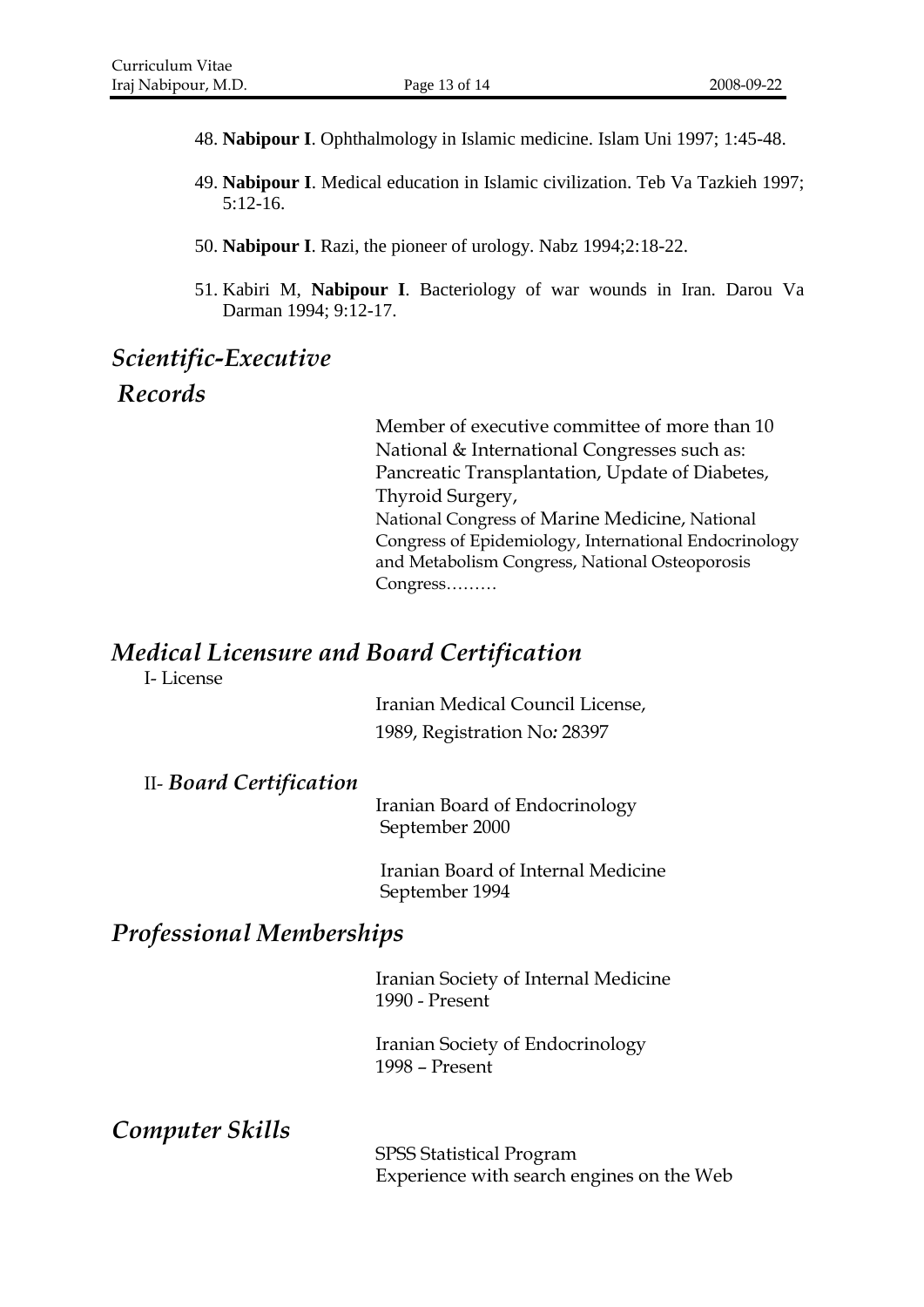48. **Nabipour I**. Ophthalmology in Islamic medicine. Islam Uni 1997; 1:45-48.

49. **Nabipour I**. Medical education in Islamic civilization. Teb Va Tazkieh 1997; 5:12-16.

50. **Nabipour I**. Razi, the pioneer of urology. Nabz 1994;2:18-22.

51. Kabiri M, **Nabipour I**. Bacteriology of war wounds in Iran. Darou Va Darman 1994; 9:12-17.

## *Scientific-Executive Records*

Member of executive committee of more than 10 National & International Congresses such as: Pancreatic Transplantation, Update of Diabetes, Thyroid Surgery, National Congress of Marine Medicine, National Congress of Epidemiology, International Endocrinology and Metabolism Congress, National Osteoporosis Congress………

## *Medical Licensure and Board Certification*

I- License

Iranian Medical Council License,
1989, Registration No*:* 28397

II- ***Board Certification***

Iranian Board of Endocrinology
September 2000

Iranian Board of Internal Medicine
September 1994

## *Professional Memberships*

Iranian Society of Internal Medicine
1990 - Present

Iranian Society of Endocrinology
1998 – Present

## *Computer Skills*

SPSS Statistical Program
Experience with search engines on the Web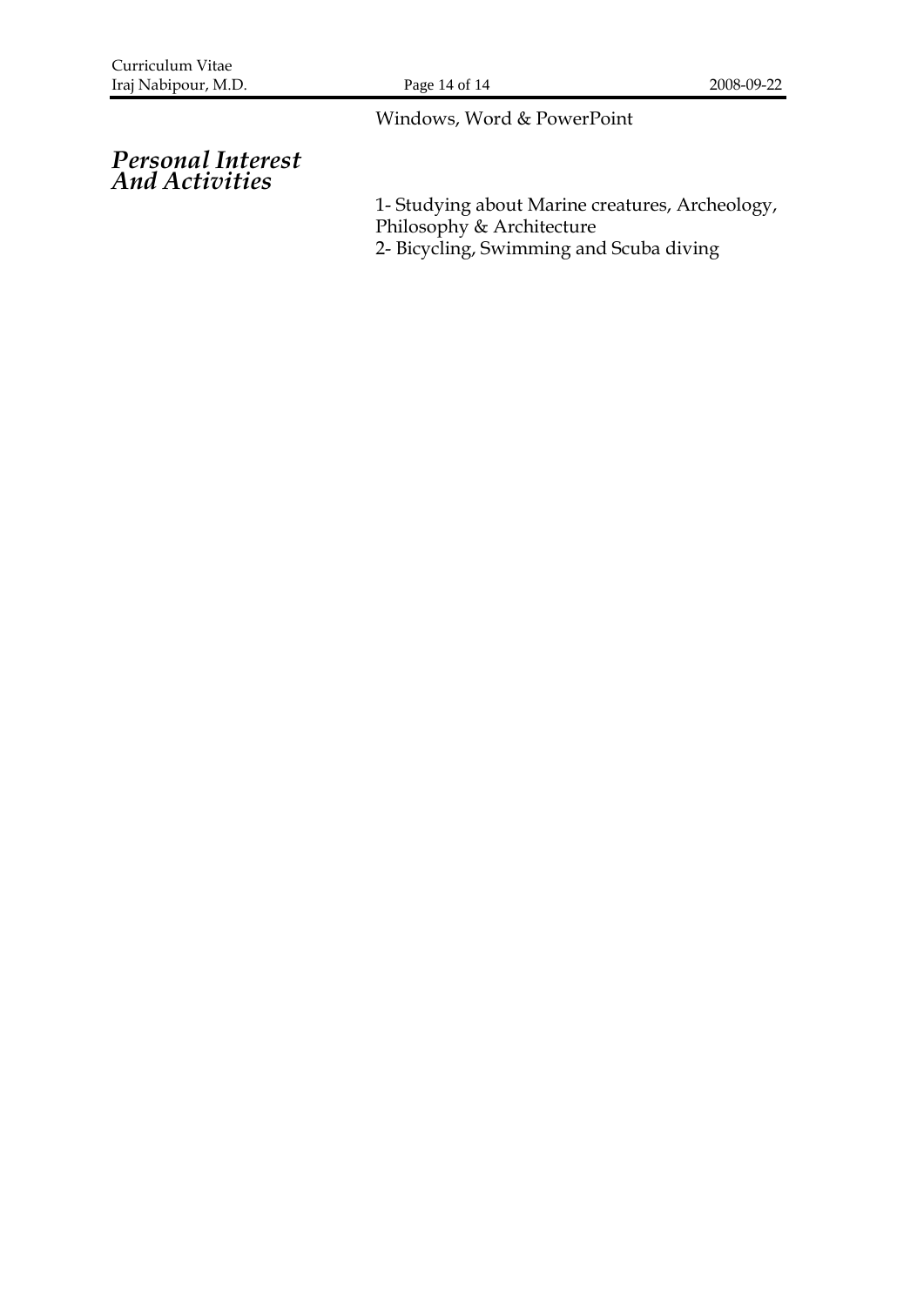Windows, Word & PowerPoint

## *Personal Interest And Activities*

1- Studying about Marine creatures, Archeology, Philosophy & Architecture
2- Bicycling, Swimming and Scuba diving